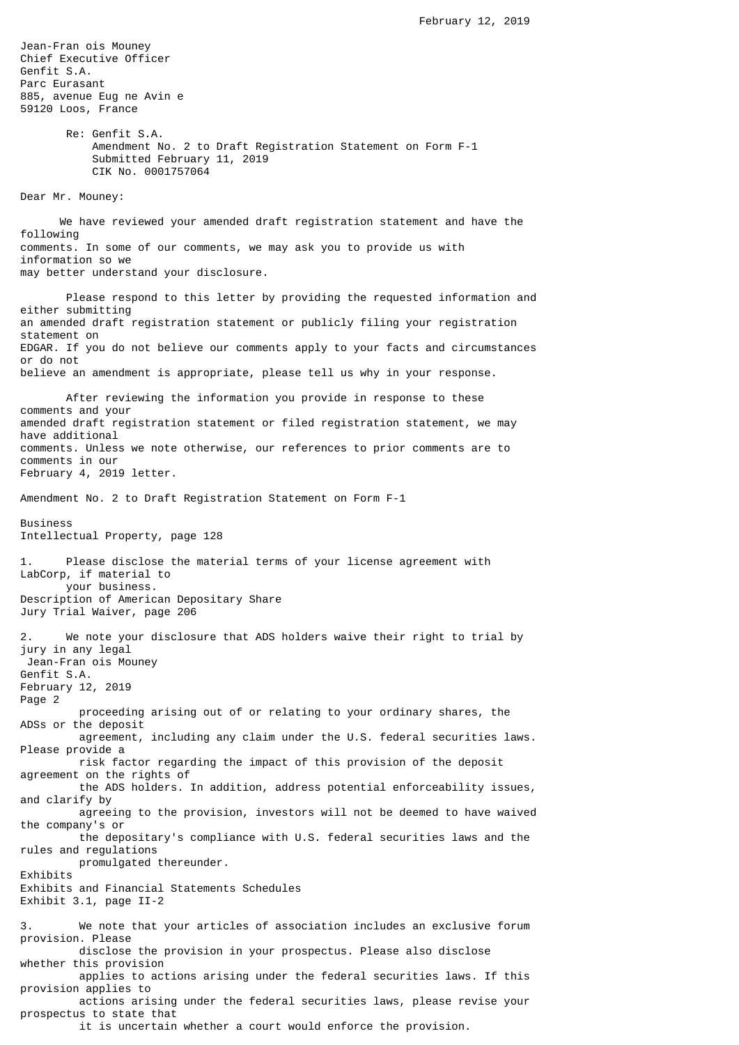February 12, 2019

Jean-Fran ois Mouney
Chief Executive Officer
Genfit S.A.
Parc Eurasant
885, avenue Eug ne Avin e
59120 Loos, France

Re: Genfit S.A.
Amendment No. 2 to Draft Registration Statement on Form F-1
Submitted February 11, 2019
CIK No. 0001757064

Dear Mr. Mouney:

We have reviewed your amended draft registration statement and have the following comments. In some of our comments, we may ask you to provide us with information so we may better understand your disclosure.

Please respond to this letter by providing the requested information and either submitting an amended draft registration statement or publicly filing your registration statement on EDGAR. If you do not believe our comments apply to your facts and circumstances or do not believe an amendment is appropriate, please tell us why in your response.

After reviewing the information you provide in response to these comments and your amended draft registration statement or filed registration statement, we may have additional comments. Unless we note otherwise, our references to prior comments are to comments in our February 4, 2019 letter.

Amendment No. 2 to Draft Registration Statement on Form F-1

Business
Intellectual Property, page 128

1. Please disclose the material terms of your license agreement with LabCorp, if material to your business.

Description of American Depositary Share
Jury Trial Waiver, page 206

2. We note your disclosure that ADS holders waive their right to trial by jury in any legal proceeding arising out of or relating to your ordinary shares, the ADSs or the deposit agreement, including any claim under the U.S. federal securities laws. Please provide a risk factor regarding the impact of this provision of the deposit agreement on the rights of the ADS holders. In addition, address potential enforceability issues, and clarify by agreeing to the provision, investors will not be deemed to have waived the company's or the depositary's compliance with U.S. federal securities laws and the rules and regulations promulgated thereunder.

Exhibits
Exhibits and Financial Statements Schedules
Exhibit 3.1, page II-2

3. We note that your articles of association includes an exclusive forum provision. Please disclose the provision in your prospectus. Please also disclose whether this provision applies to actions arising under the federal securities laws. If this provision applies to actions arising under the federal securities laws, please revise your prospectus to state that it is uncertain whether a court would enforce the provision.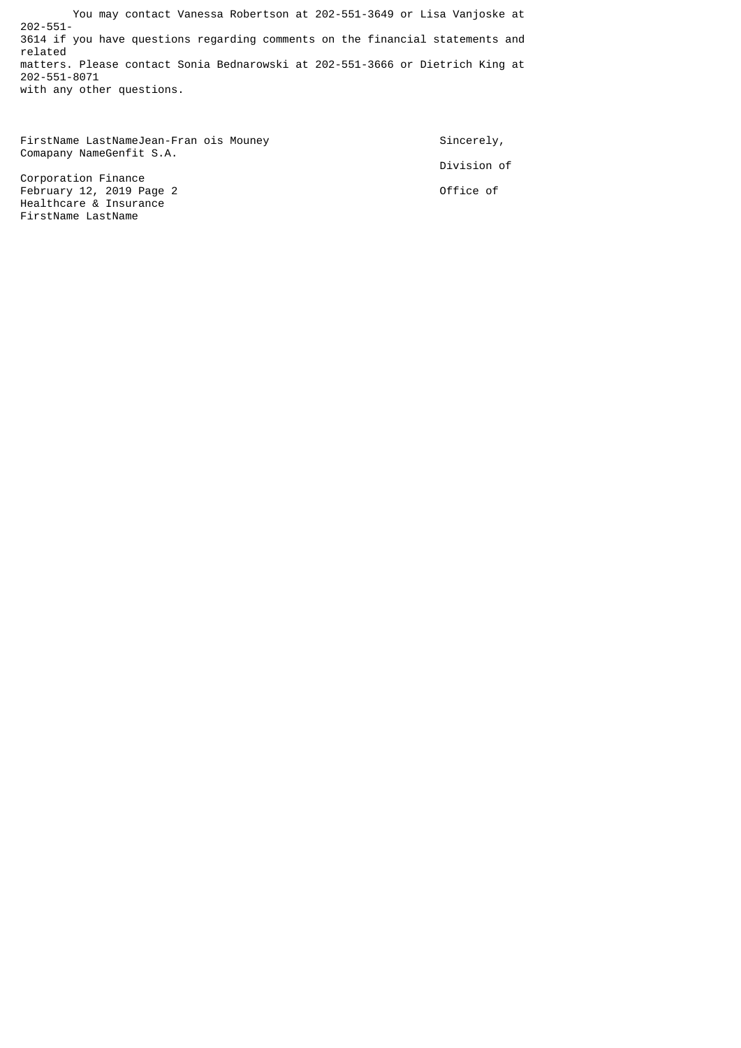You may contact Vanessa Robertson at 202-551-3649 or Lisa Vanjoske at 202-551-3614 if you have questions regarding comments on the financial statements and related matters. Please contact Sonia Bednarowski at 202-551-3666 or Dietrich King at 202-551-8071 with any other questions.

Sincerely,

Division of Corporation Finance
Office of Healthcare & Insurance